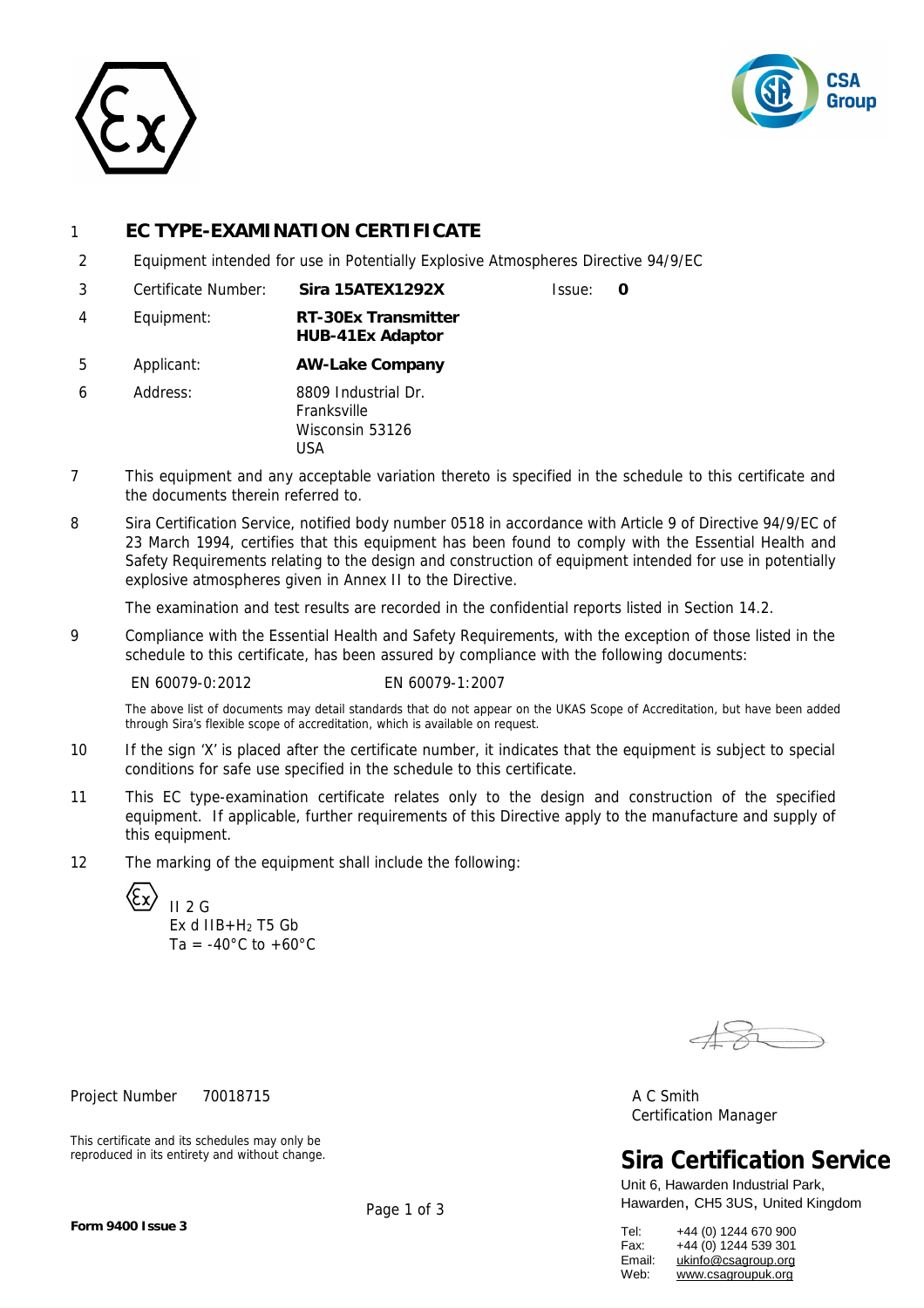# 1 EC TYPE-EXAMINATION CERTIFICATE

2 Equipment intended for use in Potentially Explosive Atmospheres Directive 94/9/EC

3 Certificate Number: **Sira 15ATEX1292X** Issue: **0**

4 Equipment: **RT-30Ex Transmitter**
**HUB-41Ex Adaptor**

5 Applicant: **AW-Lake Company**

6 Address: 8809 Industrial Dr.
Franksville
Wisconsin 53126
USA

7 This equipment and any acceptable variation thereto is specified in the schedule to this certificate and the documents therein referred to.

8 Sira Certification Service, notified body number 0518 in accordance with Article 9 of Directive 94/9/EC of 23 March 1994, certifies that this equipment has been found to comply with the Essential Health and Safety Requirements relating to the design and construction of equipment intended for use in potentially explosive atmospheres given in Annex II to the Directive.

The examination and test results are recorded in the confidential reports listed in Section 14.2.

9 Compliance with the Essential Health and Safety Requirements, with the exception of those listed in the schedule to this certificate, has been assured by compliance with the following documents:

EN 60079-0:2012 EN 60079-1:2007

The above list of documents may detail standards that do not appear on the UKAS Scope of Accreditation, but have been added through Sira's flexible scope of accreditation, which is available on request.

10 If the sign 'X' is placed after the certificate number, it indicates that the equipment is subject to special conditions for safe use specified in the schedule to this certificate.

11 This EC type-examination certificate relates only to the design and construction of the specified equipment. If applicable, further requirements of this Directive apply to the manufacture and supply of this equipment.

12 The marking of the equipment shall include the following:

Ex II 2 G
Ex d IIB+$H_2$ T5 Gb
Ta = -40°C to +60°C

Project Number 70018715

A C Smith
Certification Manager

This certificate and its schedules may only be reproduced in its entirety and without change.

**Sira Certification Service**
Unit 6, Hawarden Industrial Park,
Hawarden, CH5 3US, United Kingdom

Tel: +44 (0) 1244 670 900
Fax: +44 (0) 1244 539 301
Email: ukinfo@csagroup.org
Web: www.csagroupuk.org

**Form 9400 Issue 3**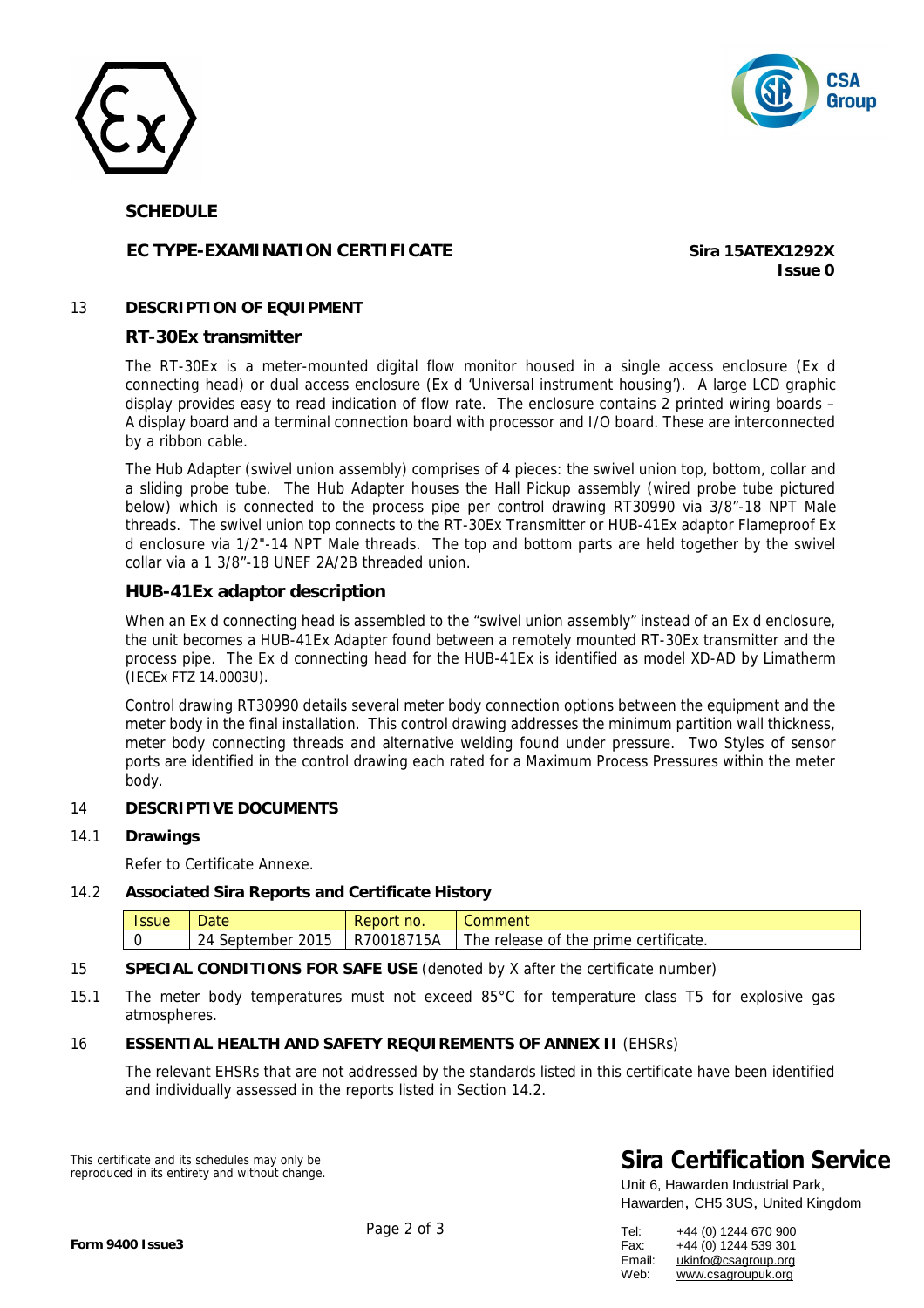**SCHEDULE**

**EC TYPE-EXAMINATION CERTIFICATE** **Sira 15ATEX1292X**
**Issue 0**

## 13 DESCRIPTION OF EQUIPMENT

### RT-30Ex transmitter

The RT-30Ex is a meter-mounted digital flow monitor housed in a single access enclosure (Ex d connecting head) or dual access enclosure (Ex d 'Universal instrument housing'). A large LCD graphic display provides easy to read indication of flow rate. The enclosure contains 2 printed wiring boards – A display board and a terminal connection board with processor and I/O board. These are interconnected by a ribbon cable.

The Hub Adapter (swivel union assembly) comprises of 4 pieces: the swivel union top, bottom, collar and a sliding probe tube. The Hub Adapter houses the Hall Pickup assembly (wired probe tube pictured below) which is connected to the process pipe per control drawing RT30990 via 3/8"-18 NPT Male threads. The swivel union top connects to the RT-30Ex Transmitter or HUB-41Ex adaptor Flameproof Ex d enclosure via 1/2"-14 NPT Male threads. The top and bottom parts are held together by the swivel collar via a 1 3/8"-18 UNEF 2A/2B threaded union.

### HUB-41Ex adaptor description

When an Ex d connecting head is assembled to the "swivel union assembly" instead of an Ex d enclosure, the unit becomes a HUB-41Ex Adapter found between a remotely mounted RT-30Ex transmitter and the process pipe. The Ex d connecting head for the HUB-41Ex is identified as model XD-AD by Limatherm (IECEx FTZ 14.0003U).

Control drawing RT30990 details several meter body connection options between the equipment and the meter body in the final installation. This control drawing addresses the minimum partition wall thickness, meter body connecting threads and alternative welding found under pressure. Two Styles of sensor ports are identified in the control drawing each rated for a Maximum Process Pressures within the meter body.

## 14 DESCRIPTIVE DOCUMENTS

### 14.1 Drawings

Refer to Certificate Annexe.

### 14.2 Associated Sira Reports and Certificate History

| Issue | Date | Report no. | Comment |
|---|---|---|---|
| 0 | 24 September 2015 | R70018715A | The release of the prime certificate. |

## 15 SPECIAL CONDITIONS FOR SAFE USE (denoted by X after the certificate number)

15.1 The meter body temperatures must not exceed 85°C for temperature class T5 for explosive gas atmospheres.

## 16 ESSENTIAL HEALTH AND SAFETY REQUIREMENTS OF ANNEX II (EHSRs)

The relevant EHSRs that are not addressed by the standards listed in this certificate have been identified and individually assessed in the reports listed in Section 14.2.

This certificate and its schedules may only be reproduced in its entirety and without change.

**Sira Certification Service**
Unit 6, Hawarden Industrial Park,
Hawarden, CH5 3US, United Kingdom

Tel: +44 (0) 1244 670 900
Fax: +44 (0) 1244 539 301
Email: ukinfo@csagroup.org
Web: www.csagroupuk.org

**Form 9400 Issue3**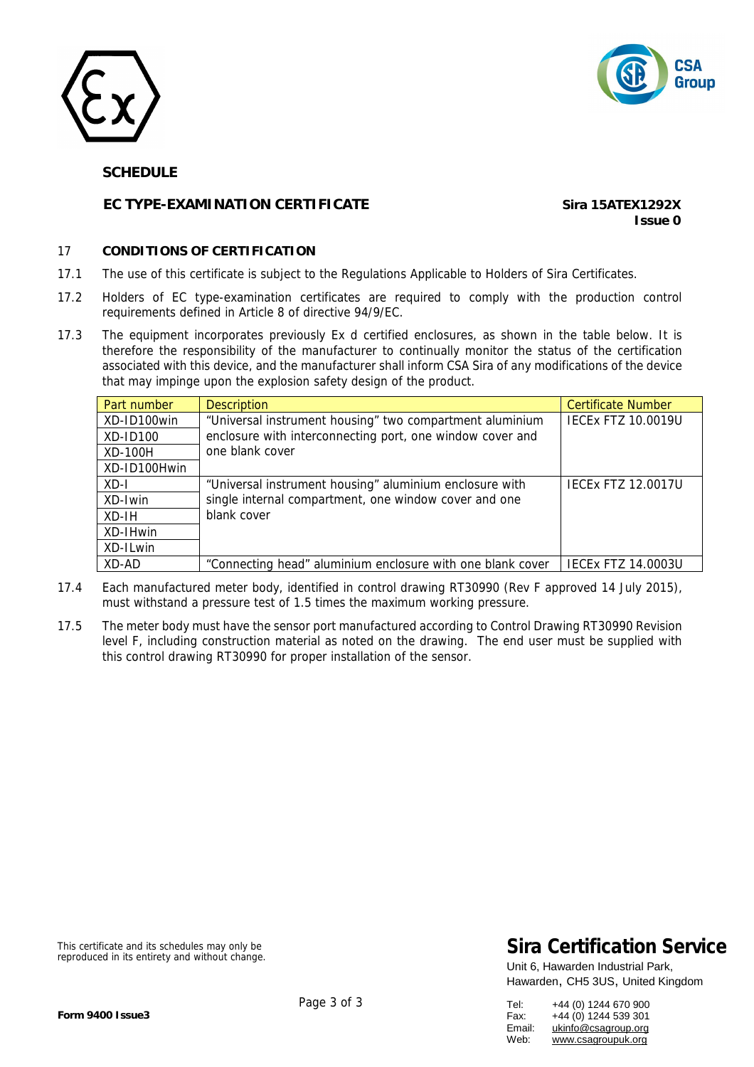**SCHEDULE**

**EC TYPE-EXAMINATION CERTIFICATE**

**Sira 15ATEX1292X**
**Issue 0**

## 17 CONDITIONS OF CERTIFICATION

17.1 The use of this certificate is subject to the Regulations Applicable to Holders of Sira Certificates.

17.2 Holders of EC type-examination certificates are required to comply with the production control requirements defined in Article 8 of directive 94/9/EC.

17.3 The equipment incorporates previously Ex d certified enclosures, as shown in the table below. It is therefore the responsibility of the manufacturer to continually monitor the status of the certification associated with this device, and the manufacturer shall inform CSA Sira of any modifications of the device that may impinge upon the explosion safety design of the product.

| Part number | Description | Certificate Number |
|---|---|---|
| XD-ID100win | "Universal instrument housing" two compartment aluminium enclosure with interconnecting port, one window cover and one blank cover | IECEx FTZ 10.0019U |
| XD-ID100 | | |
| XD-100H | | |
| XD-ID100Hwin | | |
| XD-I | "Universal instrument housing" aluminium enclosure with single internal compartment, one window cover and one blank cover | IECEx FTZ 12.0017U |
| XD-Iwin | | |
| XD-IH | | |
| XD-IHwin | | |
| XD-ILwin | | |
| XD-AD | "Connecting head" aluminium enclosure with one blank cover | IECEx FTZ 14.0003U |

17.4 Each manufactured meter body, identified in control drawing RT30990 (Rev F approved 14 July 2015), must withstand a pressure test of 1.5 times the maximum working pressure.

17.5 The meter body must have the sensor port manufactured according to Control Drawing RT30990 Revision level F, including construction material as noted on the drawing. The end user must be supplied with this control drawing RT30990 for proper installation of the sensor.

This certificate and its schedules may only be reproduced in its entirety and without change.

**Sira Certification Service**

Unit 6, Hawarden Industrial Park,
Hawarden, CH5 3US, United Kingdom

Tel: +44 (0) 1244 670 900
Fax: +44 (0) 1244 539 301
Email: ukinfo@csagroup.org
Web: www.csagroupuk.org

**Form 9400 Issue3**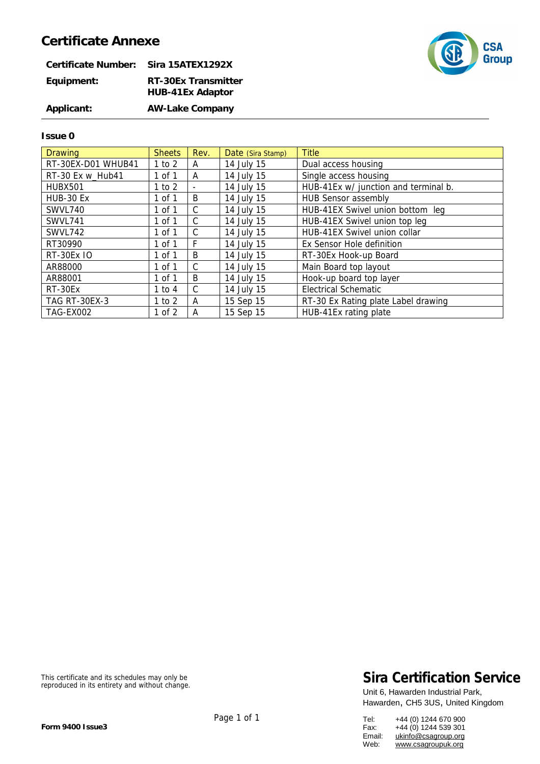# Certificate Annexe

**Certificate Number:** **Sira 15ATEX1292X**

**Equipment:** **RT-30Ex Transmitter**
**HUB-41Ex Adaptor**

**Applicant:** **AW-Lake Company**

**Issue 0**

| Drawing | Sheets | Rev. | Date (Sira Stamp) | Title |
|---|---|---|---|---|
| RT-30EX-D01 WHUB41 | 1 to 2 | A | 14 July 15 | Dual access housing |
| RT-30 Ex w_Hub41 | 1 of 1 | A | 14 July 15 | Single access housing |
| HUBX501 | 1 to 2 | - | 14 July 15 | HUB-41Ex w/ junction and terminal b. |
| HUB-30 Ex | 1 of 1 | B | 14 July 15 | HUB Sensor assembly |
| SWVL740 | 1 of 1 | C | 14 July 15 | HUB-41EX Swivel union bottom leg |
| SWVL741 | 1 of 1 | C | 14 July 15 | HUB-41EX Swivel union top leg |
| SWVL742 | 1 of 1 | C | 14 July 15 | HUB-41EX Swivel union collar |
| RT30990 | 1 of 1 | F | 14 July 15 | Ex Sensor Hole definition |
| RT-30Ex IO | 1 of 1 | B | 14 July 15 | RT-30Ex Hook-up Board |
| AR88000 | 1 of 1 | C | 14 July 15 | Main Board top layout |
| AR88001 | 1 of 1 | B | 14 July 15 | Hook-up board top layer |
| RT-30Ex | 1 to 4 | C | 14 July 15 | Electrical Schematic |
| TAG RT-30EX-3 | 1 to 2 | A | 15 Sep 15 | RT-30 Ex Rating plate Label drawing |
| TAG-EX002 | 1 of 2 | A | 15 Sep 15 | HUB-41Ex rating plate |

This certificate and its schedules may only be reproduced in its entirety and without change.

**Sira Certification Service**

Unit 6, Hawarden Industrial Park,
Hawarden, CH5 3US, United Kingdom

Tel: +44 (0) 1244 670 900
Fax: +44 (0) 1244 539 301
Email: ukinfo@csagroup.org
Web: www.csagroupuk.org

**Form 9400 Issue3**